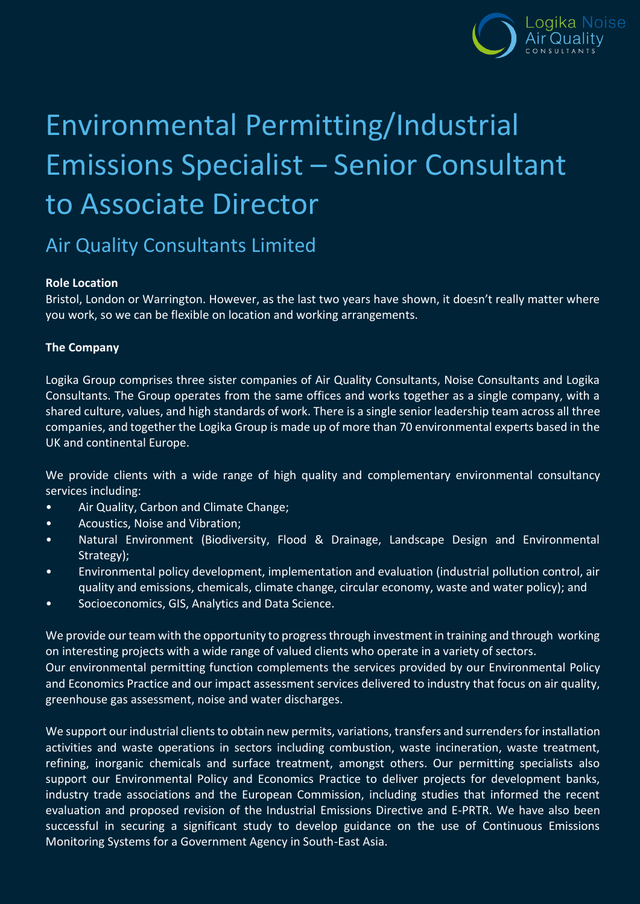# Environmental Permitting/Industrial Emissions Specialist – Senior Consultant to Associate Director

## Air Quality Consultants Limited

**Role Location**

Bristol, London or Warrington. However, as the last two years have shown, it doesn't really matter where you work, so we can be flexible on location and working arrangements.

**The Company**

Logika Group comprises three sister companies of Air Quality Consultants, Noise Consultants and Logika Consultants. The Group operates from the same offices and works together as a single company, with a shared culture, values, and high standards of work. There is a single senior leadership team across all three companies, and together the Logika Group is made up of more than 70 environmental experts based in the UK and continental Europe.

We provide clients with a wide range of high quality and complementary environmental consultancy services including:

- Air Quality, Carbon and Climate Change;
- Acoustics, Noise and Vibration;
- Natural Environment (Biodiversity, Flood & Drainage, Landscape Design and Environmental Strategy);
- Environmental policy development, implementation and evaluation (industrial pollution control, air quality and emissions, chemicals, climate change, circular economy, waste and water policy); and
- Socioeconomics, GIS, Analytics and Data Science.

We provide our team with the opportunity to progress through investment in training and through working on interesting projects with a wide range of valued clients who operate in a variety of sectors.
Our environmental permitting function complements the services provided by our Environmental Policy and Economics Practice and our impact assessment services delivered to industry that focus on air quality, greenhouse gas assessment, noise and water discharges.

We support our industrial clients to obtain new permits, variations, transfers and surrenders for installation activities and waste operations in sectors including combustion, waste incineration, waste treatment, refining, inorganic chemicals and surface treatment, amongst others. Our permitting specialists also support our Environmental Policy and Economics Practice to deliver projects for development banks, industry trade associations and the European Commission, including studies that informed the recent evaluation and proposed revision of the Industrial Emissions Directive and E-PRTR. We have also been successful in securing a significant study to develop guidance on the use of Continuous Emissions Monitoring Systems for a Government Agency in South-East Asia.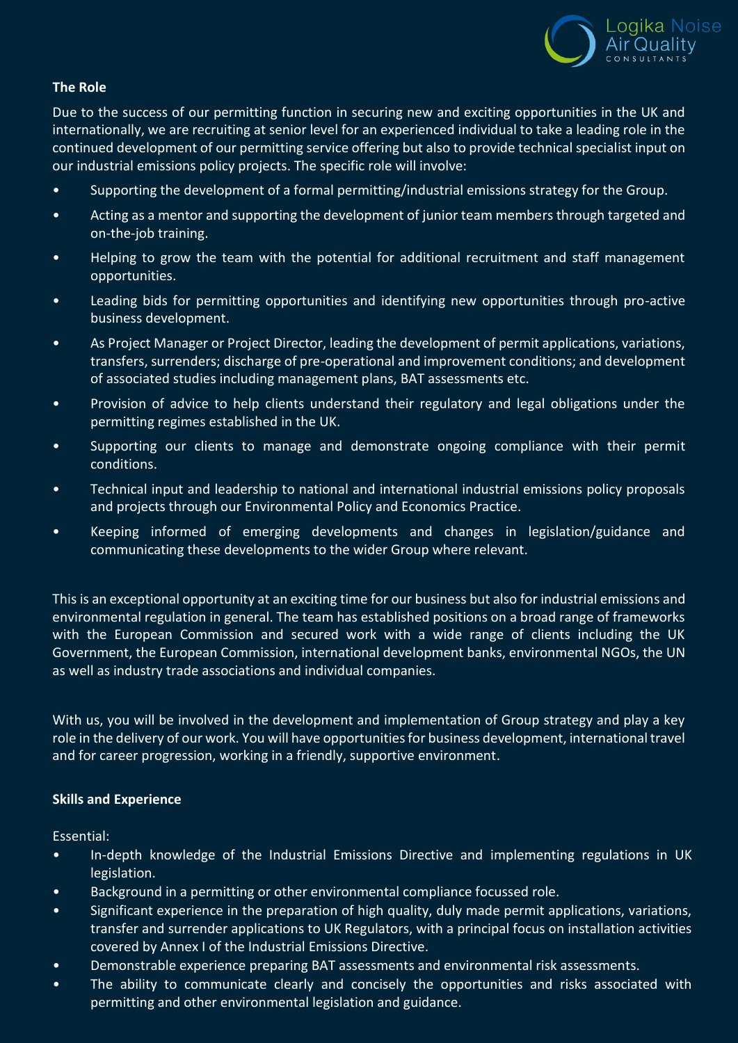**The Role**

Due to the success of our permitting function in securing new and exciting opportunities in the UK and internationally, we are recruiting at senior level for an experienced individual to take a leading role in the continued development of our permitting service offering but also to provide technical specialist input on our industrial emissions policy projects. The specific role will involve:

- Supporting the development of a formal permitting/industrial emissions strategy for the Group.
- Acting as a mentor and supporting the development of junior team members through targeted and on-the-job training.
- Helping to grow the team with the potential for additional recruitment and staff management opportunities.
- Leading bids for permitting opportunities and identifying new opportunities through pro-active business development.
- As Project Manager or Project Director, leading the development of permit applications, variations, transfers, surrenders; discharge of pre-operational and improvement conditions; and development of associated studies including management plans, BAT assessments etc.
- Provision of advice to help clients understand their regulatory and legal obligations under the permitting regimes established in the UK.
- Supporting our clients to manage and demonstrate ongoing compliance with their permit conditions.
- Technical input and leadership to national and international industrial emissions policy proposals and projects through our Environmental Policy and Economics Practice.
- Keeping informed of emerging developments and changes in legislation/guidance and communicating these developments to the wider Group where relevant.

This is an exceptional opportunity at an exciting time for our business but also for industrial emissions and environmental regulation in general. The team has established positions on a broad range of frameworks with the European Commission and secured work with a wide range of clients including the UK Government, the European Commission, international development banks, environmental NGOs, the UN as well as industry trade associations and individual companies.

With us, you will be involved in the development and implementation of Group strategy and play a key role in the delivery of our work. You will have opportunities for business development, international travel and for career progression, working in a friendly, supportive environment.

**Skills and Experience**

Essential:

- In-depth knowledge of the Industrial Emissions Directive and implementing regulations in UK legislation.
- Background in a permitting or other environmental compliance focussed role.
- Significant experience in the preparation of high quality, duly made permit applications, variations, transfer and surrender applications to UK Regulators, with a principal focus on installation activities covered by Annex I of the Industrial Emissions Directive.
- Demonstrable experience preparing BAT assessments and environmental risk assessments.
- The ability to communicate clearly and concisely the opportunities and risks associated with permitting and other environmental legislation and guidance.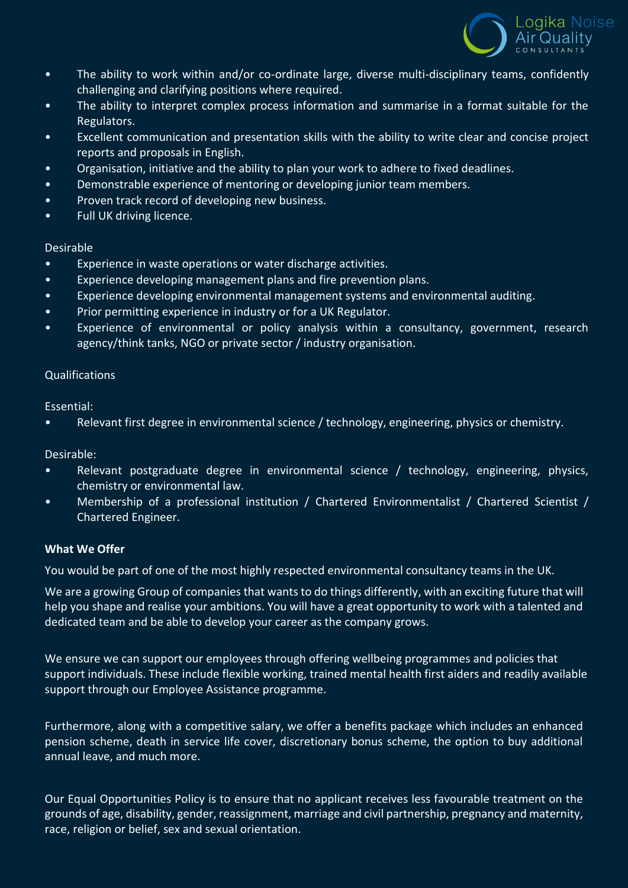- The ability to work within and/or co-ordinate large, diverse multi-disciplinary teams, confidently challenging and clarifying positions where required.
- The ability to interpret complex process information and summarise in a format suitable for the Regulators.
- Excellent communication and presentation skills with the ability to write clear and concise project reports and proposals in English.
- Organisation, initiative and the ability to plan your work to adhere to fixed deadlines.
- Demonstrable experience of mentoring or developing junior team members.
- Proven track record of developing new business.
- Full UK driving licence.

Desirable

- Experience in waste operations or water discharge activities.
- Experience developing management plans and fire prevention plans.
- Experience developing environmental management systems and environmental auditing.
- Prior permitting experience in industry or for a UK Regulator.
- Experience of environmental or policy analysis within a consultancy, government, research agency/think tanks, NGO or private sector / industry organisation.

Qualifications

Essential:

- Relevant first degree in environmental science / technology, engineering, physics or chemistry.

Desirable:

- Relevant postgraduate degree in environmental science / technology, engineering, physics, chemistry or environmental law.
- Membership of a professional institution / Chartered Environmentalist / Chartered Scientist / Chartered Engineer.

**What We Offer**

You would be part of one of the most highly respected environmental consultancy teams in the UK.

We are a growing Group of companies that wants to do things differently, with an exciting future that will help you shape and realise your ambitions. You will have a great opportunity to work with a talented and dedicated team and be able to develop your career as the company grows.

We ensure we can support our employees through offering wellbeing programmes and policies that support individuals. These include flexible working, trained mental health first aiders and readily available support through our Employee Assistance programme.

Furthermore, along with a competitive salary, we offer a benefits package which includes an enhanced pension scheme, death in service life cover, discretionary bonus scheme, the option to buy additional annual leave, and much more.

Our Equal Opportunities Policy is to ensure that no applicant receives less favourable treatment on the grounds of age, disability, gender, reassignment, marriage and civil partnership, pregnancy and maternity, race, religion or belief, sex and sexual orientation.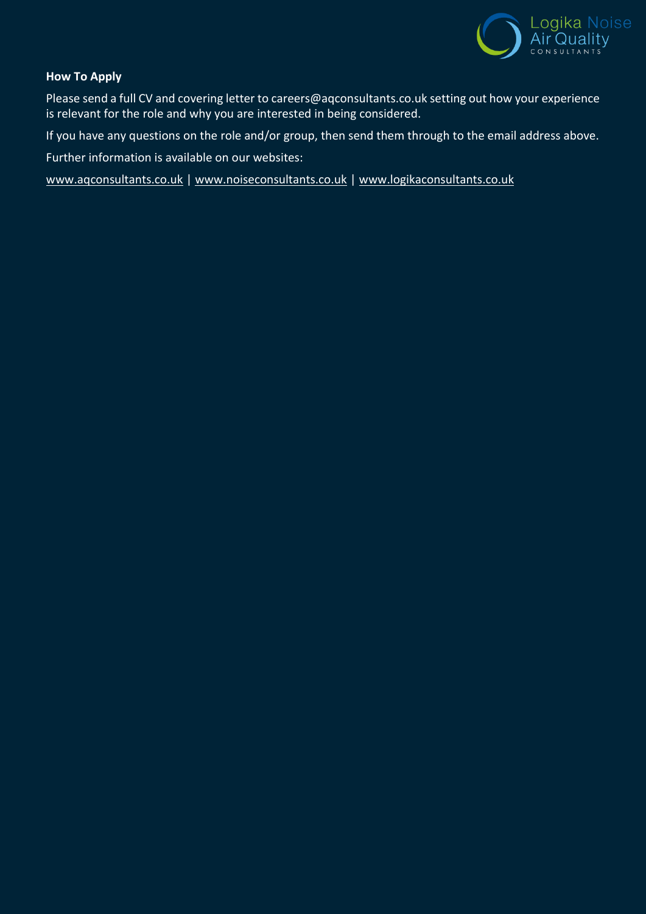**How To Apply**

Please send a full CV and covering letter to careers@aqconsultants.co.uk setting out how your experience is relevant for the role and why you are interested in being considered.

If you have any questions on the role and/or group, then send them through to the email address above.

Further information is available on our websites:

www.aqconsultants.co.uk | www.noiseconsultants.co.uk | www.logikaconsultants.co.uk